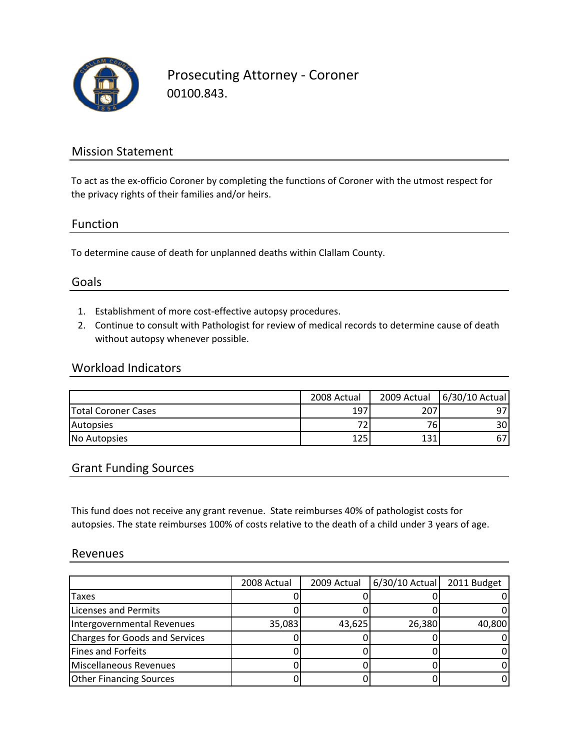# Prosecuting Attorney - Coroner

00100.843.

## Mission Statement

To act as the ex-officio Coroner by completing the functions of Coroner with the utmost respect for the privacy rights of their families and/or heirs.

## Function

To determine cause of death for unplanned deaths within Clallam County.

## Goals

1. Establishment of more cost-effective autopsy procedures.
2. Continue to consult with Pathologist for review of medical records to determine cause of death without autopsy whenever possible.

## Workload Indicators

| | 2008 Actual | 2009 Actual | 6/30/10 Actual |
|---|---|---|---|
| Total Coroner Cases | 197 | 207 | 97 |
| Autopsies | 72 | 76 | 30 |
| No Autopsies | 125 | 131 | 67 |

## Grant Funding Sources

This fund does not receive any grant revenue. State reimburses 40% of pathologist costs for autopsies. The state reimburses 100% of costs relative to the death of a child under 3 years of age.

## Revenues

| | 2008 Actual | 2009 Actual | 6/30/10 Actual | 2011 Budget |
|---|---|---|---|---|
| Taxes | 0 | 0 | 0 | 0 |
| Licenses and Permits | 0 | 0 | 0 | 0 |
| Intergovernmental Revenues | 35,083 | 43,625 | 26,380 | 40,800 |
| Charges for Goods and Services | 0 | 0 | 0 | 0 |
| Fines and Forfeits | 0 | 0 | 0 | 0 |
| Miscellaneous Revenues | 0 | 0 | 0 | 0 |
| Other Financing Sources | 0 | 0 | 0 | 0 |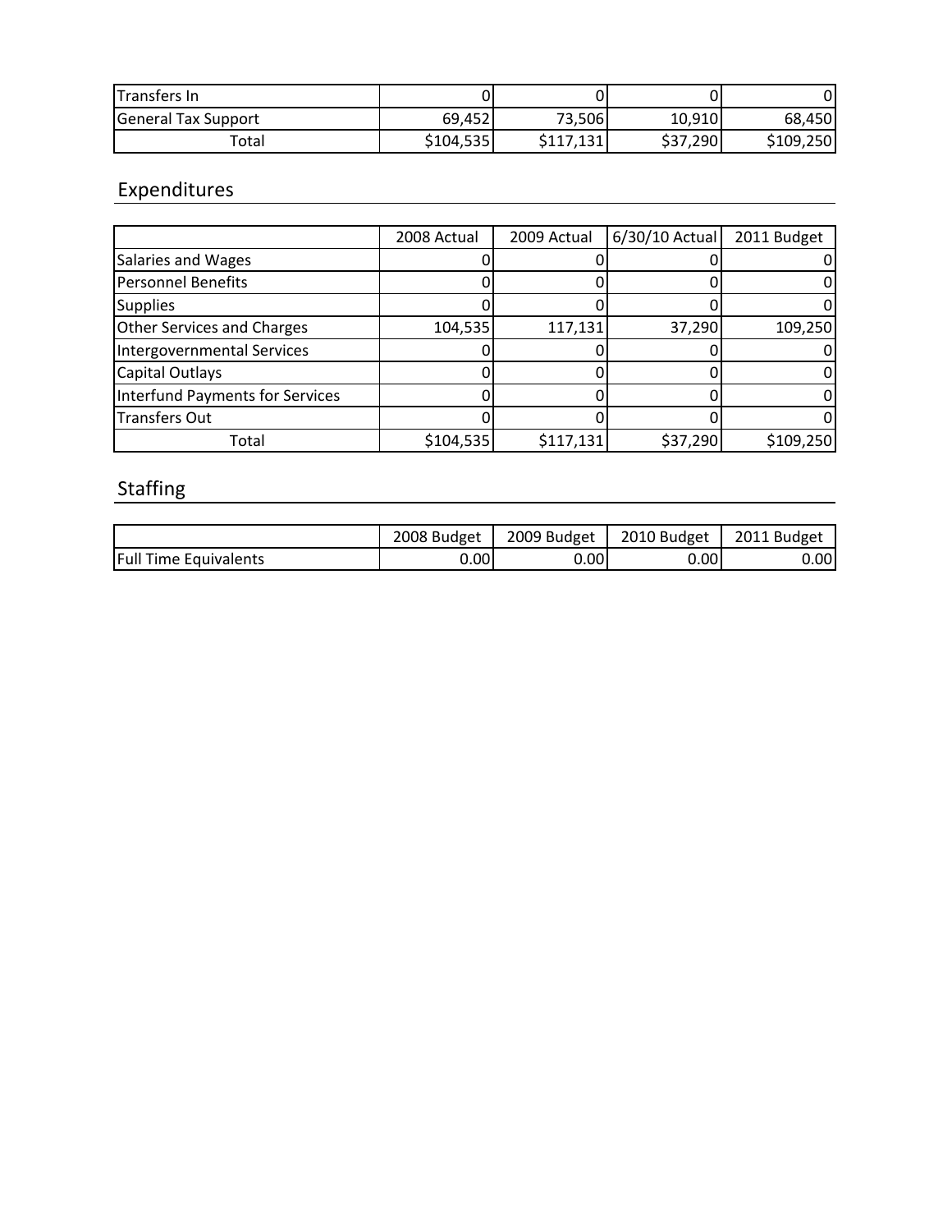| | | | | |
|---|---|---|---|---|
| Transfers In | 0 | 0 | 0 | 0 |
| General Tax Support | 69,452 | 73,506 | 10,910 | 68,450 |
| Total | $104,535 | $117,131 | $37,290 | $109,250 |

## Expenditures

| | 2008 Actual | 2009 Actual | 6/30/10 Actual | 2011 Budget |
|---|---|---|---|---|
| Salaries and Wages | 0 | 0 | 0 | 0 |
| Personnel Benefits | 0 | 0 | 0 | 0 |
| Supplies | 0 | 0 | 0 | 0 |
| Other Services and Charges | 104,535 | 117,131 | 37,290 | 109,250 |
| Intergovernmental Services | 0 | 0 | 0 | 0 |
| Capital Outlays | 0 | 0 | 0 | 0 |
| Interfund Payments for Services | 0 | 0 | 0 | 0 |
| Transfers Out | 0 | 0 | 0 | 0 |
| Total | $104,535 | $117,131 | $37,290 | $109,250 |

## Staffing

| | 2008 Budget | 2009 Budget | 2010 Budget | 2011 Budget |
|---|---|---|---|---|
| Full Time Equivalents | 0.00 | 0.00 | 0.00 | 0.00 |